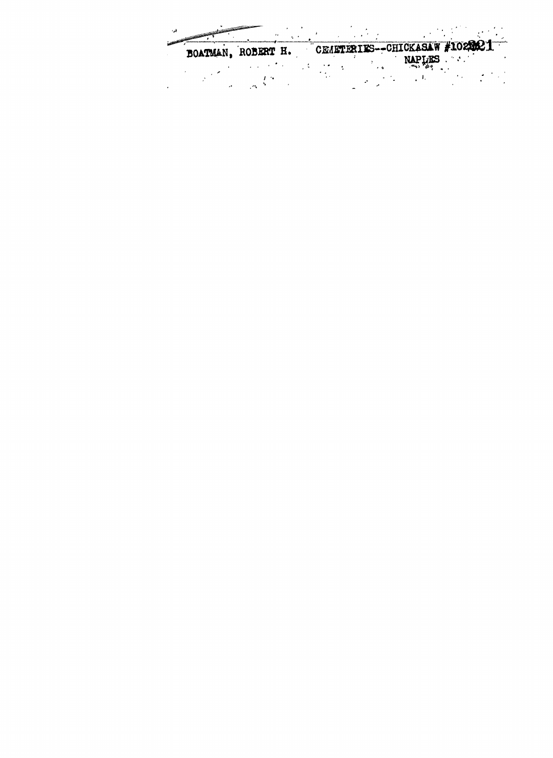BOATMAN, ROBERT H. CEMETERIES--CHICKASAW #10221

NAPLES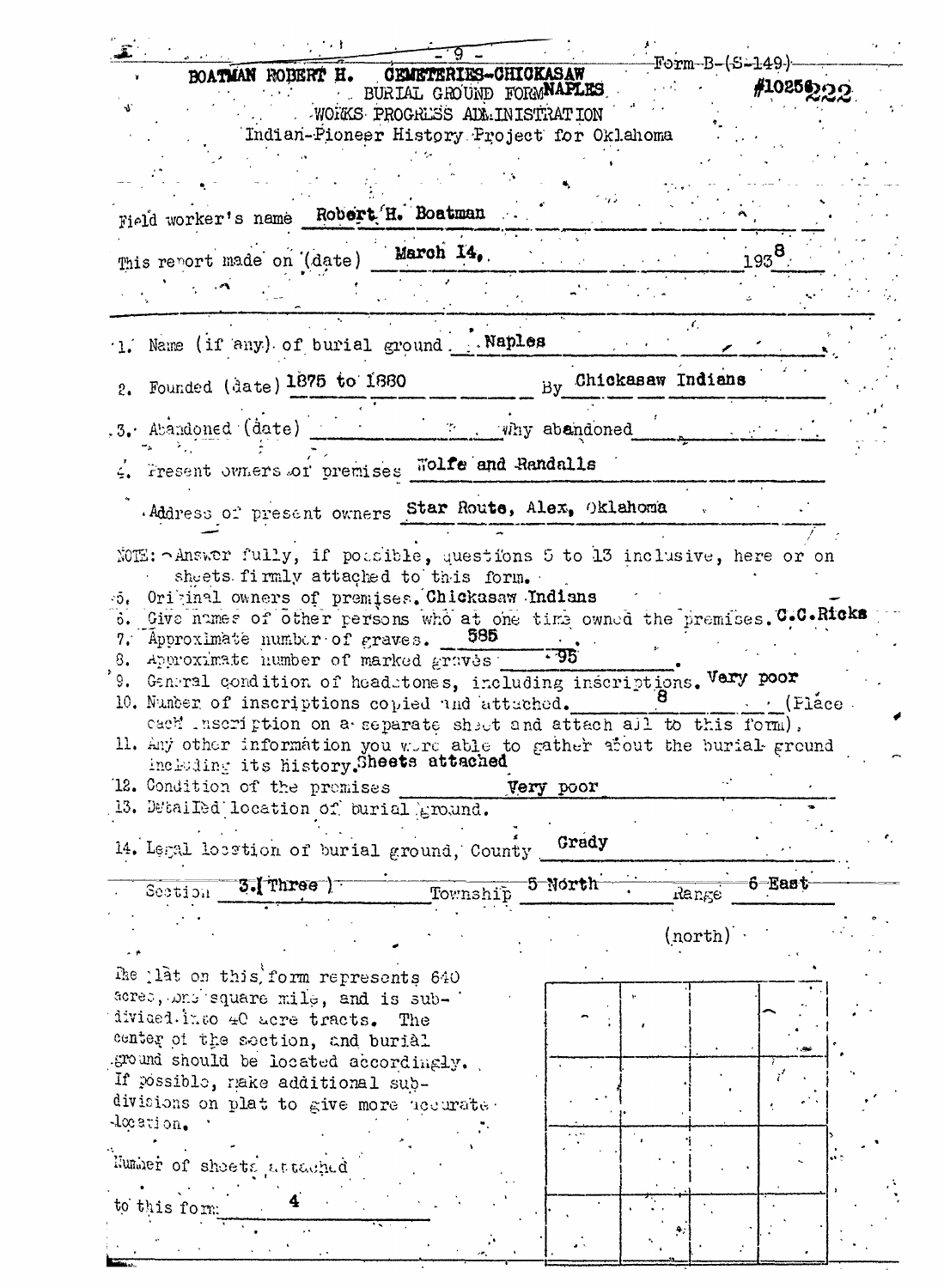BOATMAN ROBERT H. CEMETERIES-CHICKASAW
BURIAL GROUND FORM NAPLES
WORKS PROGRESS ADMINISTRATION
Indian-Pioneer History Project for Oklahoma

Form-B-(S-149)
#10256 222

Field worker's name Robert H. Boatman

This report made on (date) March 14, 1938

1. Name (if any) of burial ground Naples
2. Founded (date) 1875 to 1880 By Chickasaw Indians
3. Abandoned (date) ______ Why abandoned ______
4. Present owners of premises Wolfe and Randalls

Address of present owners Star Route, Alex, Oklahoma

NOTE: Answer fully, if possible, questions 5 to 13 inclusive, here or on sheets firmly attached to this form.

5. Original owners of premises. Chickasaw Indians
6. Give names of other persons who at one time owned the premises. C.C.Ricks
7. Approximate number of graves. 585
8. Approximate number of marked graves 95
9. General condition of headstones, including inscriptions. Very poor
10. Number of inscriptions copied and attached. 8 (Place each inscription on a separate sheet and attach all to this form).
11. Any other information you were able to gather about the burial ground including its history. Sheets attached
12. Condition of the premises Very poor
13. Detailed location of burial ground.
14. Legal location of burial ground, County Grady

Section 3.(Three) Township 5 North Range 6 East

(north)

The plat on this form represents 640 acres, one square mile, and is subdivided into 40 acre tracts. The center of the section, and burial ground should be located accordingly. If possible, make additional subdivisions on plat to give more accurate location.

Number of sheets attached to this form: 4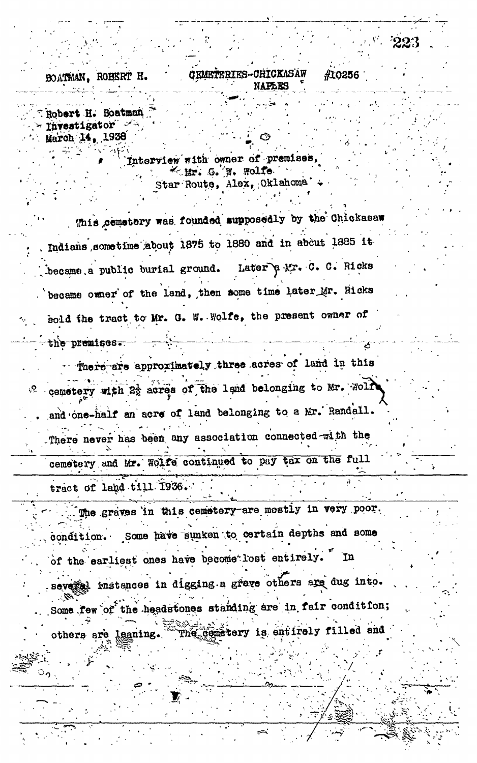BOATMAN, ROBERT H. CEMETERIES-CHICKASAW #10256
NAPLES

Robert H. Boatman
Investigator
March 14, 1938

Interview with owner of premises,
Mr. G. W. Wolfe
Star Route, Alex, Oklahoma

This cemetery was founded supposedly by the Chickasaw Indians sometime about 1875 to 1880 and in about 1885 it became a public burial ground. Later a Mr. C. C. Ricks became owner of the land, then some time later Mr. Ricks sold the tract to Mr. G. W. Wolfe, the present owner of the premises.

There are approximately three acres of land in this cemetery with 2½ acres of the land belonging to Mr. Wolfe and one-half an acre of land belonging to a Mr. Randall. There never has been any association connected with the cemetery and Mr. Wolfe continued to pay tax on the full tract of land till 1936.

The graves in this cemetery are mostly in very poor condition. Some have sunken to certain depths and some of the earliest ones have become lost entirely. In several instances in digging a grave others are dug into. Some few of the headstones standing are in fair condition; others are leaning. The cemetery is entirely filled and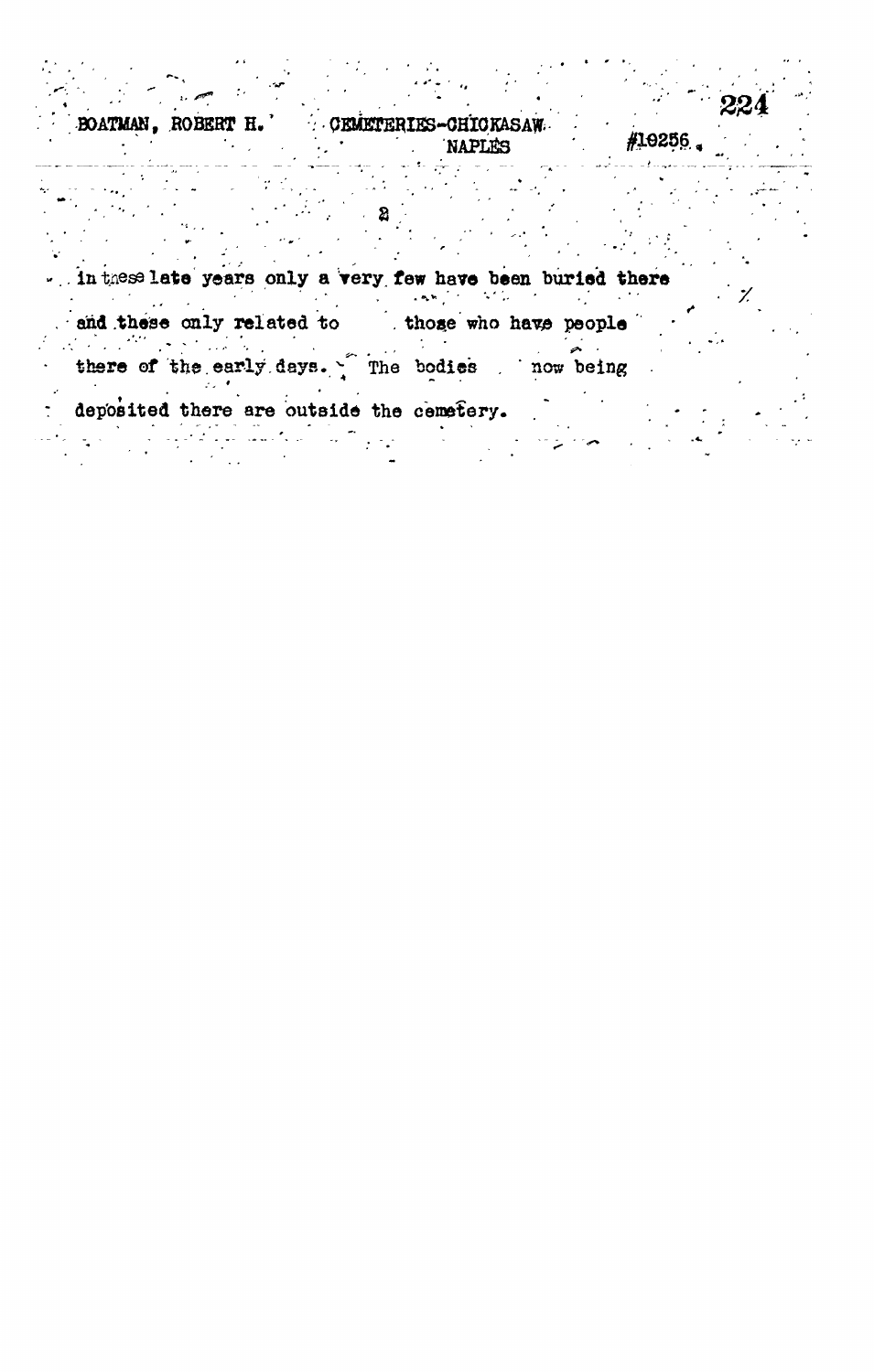BOATMAN, ROBERT H. CEMETERIES-CHICKASAW NAPLES #10256.

2

in these late years only a very few have been buried there and these only related to those who have people there of the early days. The bodies now being deposited there are outside the cemetery.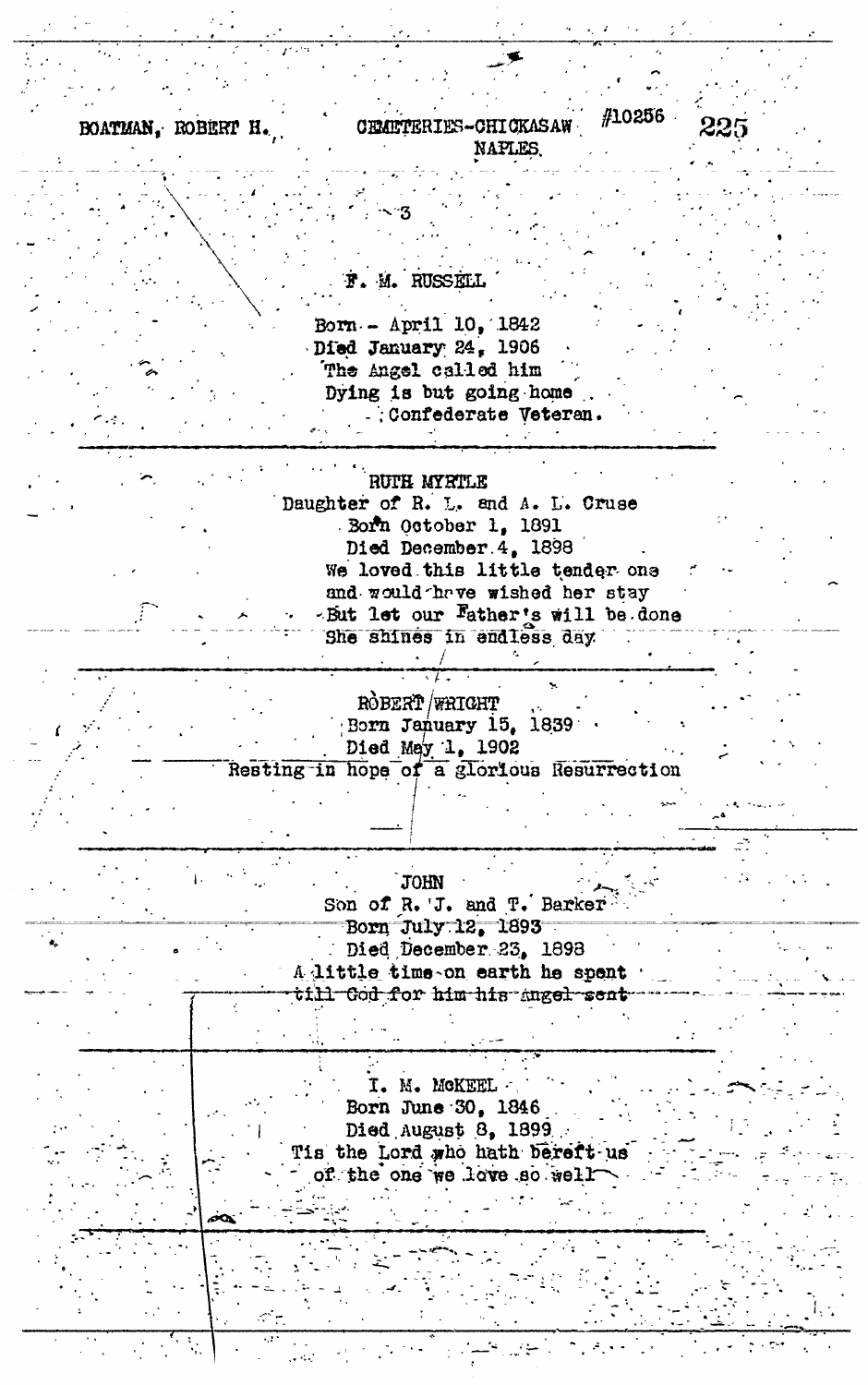BOATMAN, ROBERT H.　　CEMETERIES-CHICKASAW　#10256
NAPLES

3

F. M. RUSSELL

Born - April 10, 1842
Died January 24, 1906
The Angel called him
Dying is but going home
Confederate Veteran.

---

RUTH MYRTLE
Daughter of R. L. and A. L. Cruse
Born October 1, 1891
Died December 4, 1898
We loved this little tender one
and would have wished her stay
But let our Father's will be done
She shines in endless day

---

ROBERT WRIGHT
Born January 15, 1839
Died May 1, 1902
Resting in hope of a glorious Resurrection

---

JOHN
Son of R. J. and T. Barker
Born July 12, 1893
Died December 23, 1898
A little time on earth he spent
till God for him his Angel sent

---

I. M. McKEEL
Born June 30, 1846
Died August 8, 1899
Tis the Lord who hath bereft us
of the one we love so well

---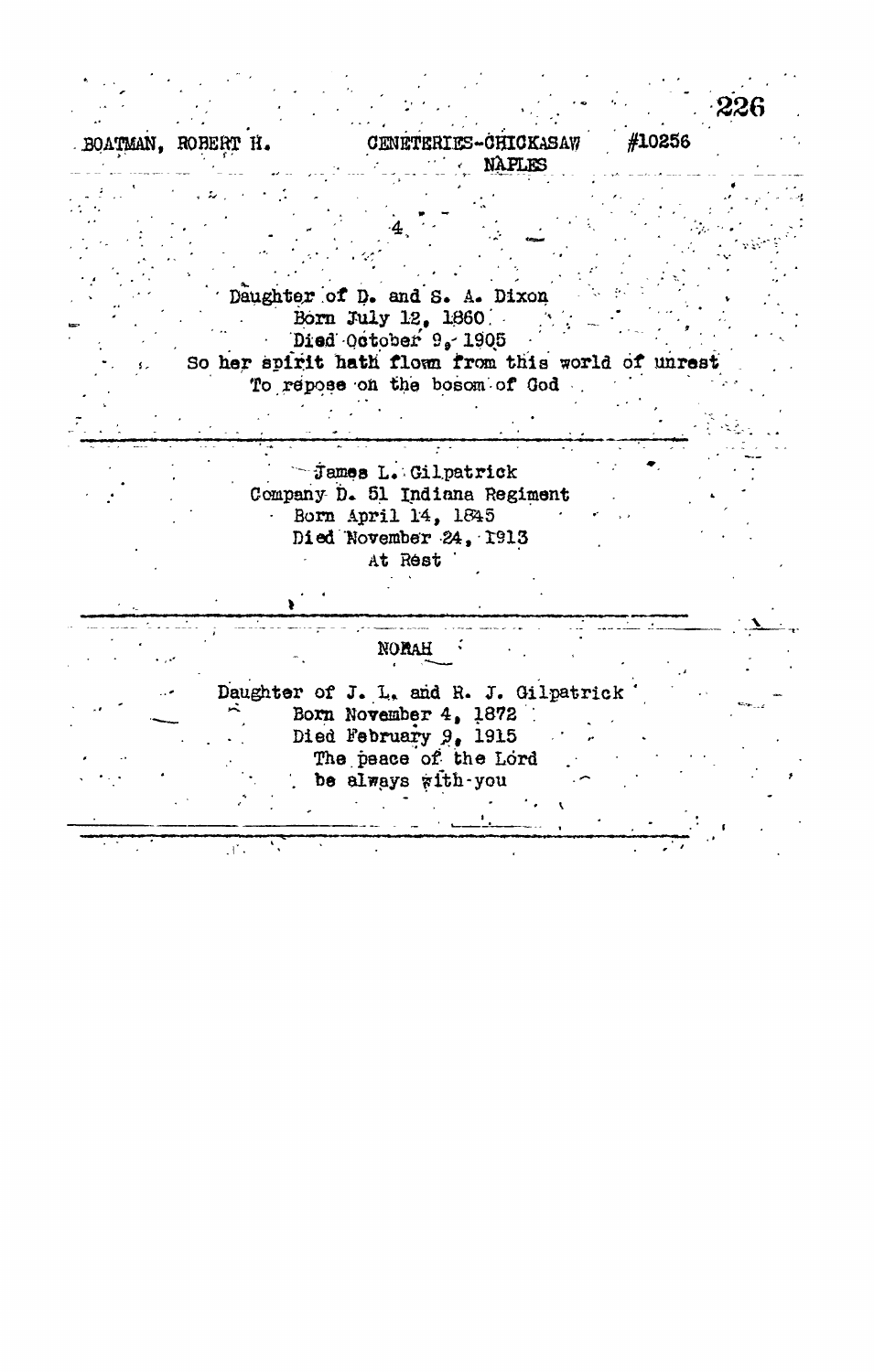BOATMAN, ROBERT H. CEMETERIES-CHICKASAW #10256
NAPLES

4.

Daughter of D. and S. A. Dixon
Born July 12, 1860
Died October 9, 1905
So her spirit hath flown from this world of unrest
To repose on the bosom of God

---

James L. Gilpatrick
Company D. 51 Indiana Regiment
Born April 14, 1845
Died November 24, 1913
At Rest

---

NORAH

Daughter of J. L. and R. J. Gilpatrick
Born November 4, 1872
Died February 9, 1915
The peace of the Lord
be always with you

---